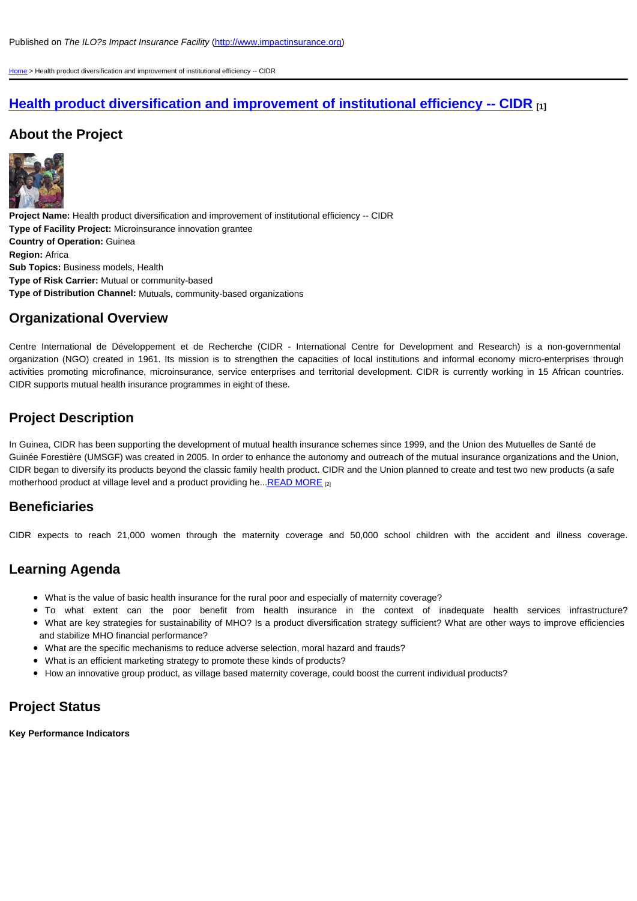Published on *The ILO?s Impact Insurance Facility* (http://www.impactinsurance.org)

Home > Health product diversification and improvement of institutional efficiency -- CIDR

# Health product diversification and improvement of institutional efficiency -- CIDR [1]

## About the Project

**Project Name:** Health product diversification and improvement of institutional efficiency -- CIDR
**Type of Facility Project:** Microinsurance innovation grantee
**Country of Operation:** Guinea
**Region:** Africa
**Sub Topics:** Business models, Health
**Type of Risk Carrier:** Mutual or community-based
**Type of Distribution Channel:** Mutuals, community-based organizations

## Organizational Overview

Centre International de Développement et de Recherche (CIDR - International Centre for Development and Research) is a non-governmental organization (NGO) created in 1961. Its mission is to strengthen the capacities of local institutions and informal economy micro-enterprises through activities promoting microfinance, microinsurance, service enterprises and territorial development. CIDR is currently working in 15 African countries. CIDR supports mutual health insurance programmes in eight of these.

## Project Description

In Guinea, CIDR has been supporting the development of mutual health insurance schemes since 1999, and the Union des Mutuelles de Santé de Guinée Forestière (UMSGF) was created in 2005. In order to enhance the autonomy and outreach of the mutual insurance organizations and the Union, CIDR began to diversify its products beyond the classic family health product. CIDR and the Union planned to create and test two new products (a safe motherhood product at village level and a product providing he...READ MORE [2]

## Beneficiaries

CIDR expects to reach 21,000 women through the maternity coverage and 50,000 school children with the accident and illness coverage.

## Learning Agenda

- What is the value of basic health insurance for the rural poor and especially of maternity coverage?
- To what extent can the poor benefit from health insurance in the context of inadequate health services infrastructure?
- What are key strategies for sustainability of MHO? Is a product diversification strategy sufficient? What are other ways to improve efficiencies and stabilize MHO financial performance?
- What are the specific mechanisms to reduce adverse selection, moral hazard and frauds?
- What is an efficient marketing strategy to promote these kinds of products?
- How an innovative group product, as village based maternity coverage, could boost the current individual products?

## Project Status

**Key Performance Indicators**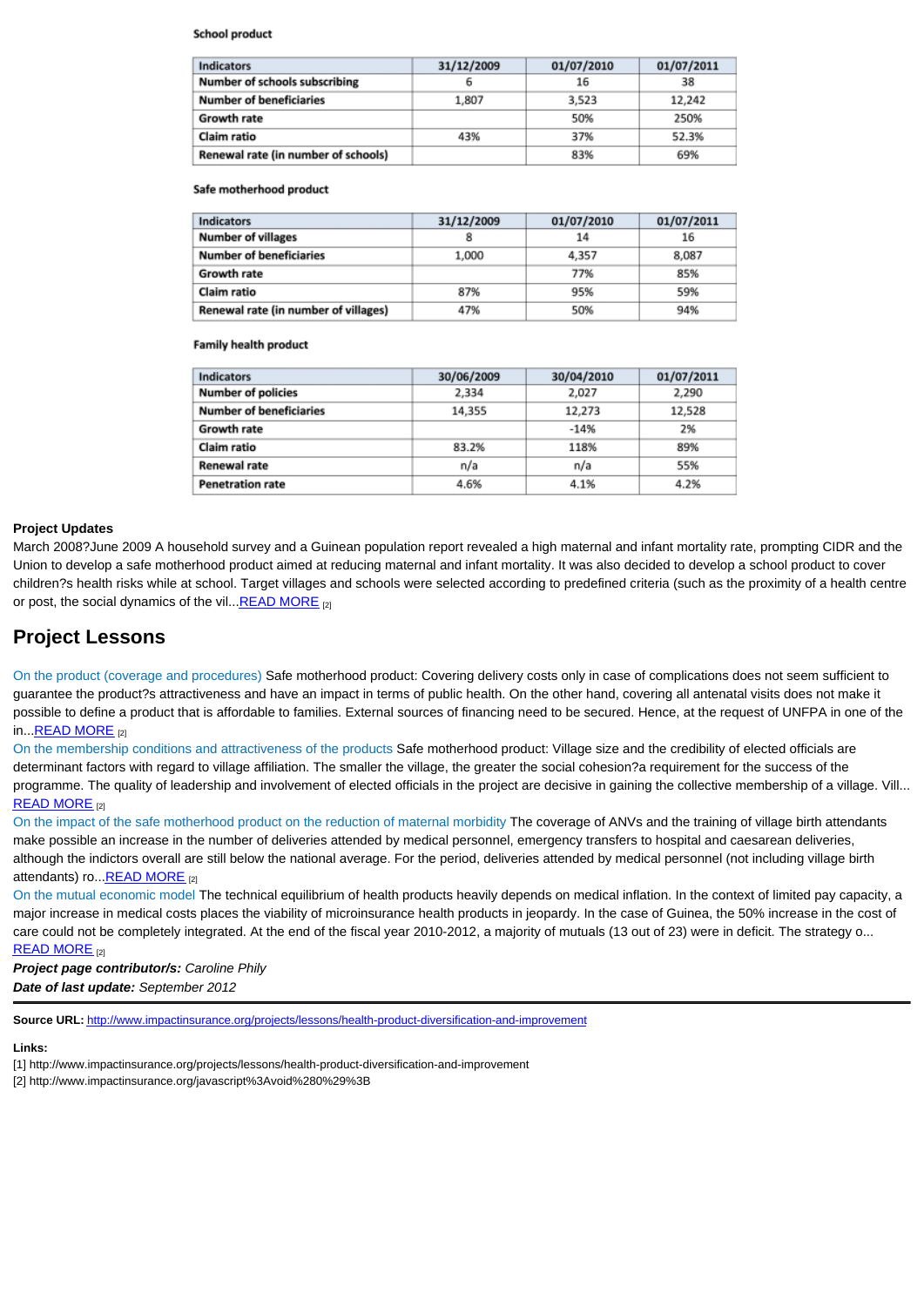**School product**

| Indicators | 31/12/2009 | 01/07/2010 | 01/07/2011 |
|---|---|---|---|
| Number of schools subscribing | 6 | 16 | 38 |
| Number of beneficiaries | 1,807 | 3,523 | 12,242 |
| Growth rate | | 50% | 250% |
| Claim ratio | 43% | 37% | 52.3% |
| Renewal rate (in number of schools) | | 83% | 69% |

**Safe motherhood product**

| Indicators | 31/12/2009 | 01/07/2010 | 01/07/2011 |
|---|---|---|---|
| Number of villages | 8 | 14 | 16 |
| Number of beneficiaries | 1,000 | 4,357 | 8,087 |
| Growth rate | | 77% | 85% |
| Claim ratio | 87% | 95% | 59% |
| Renewal rate (in number of villages) | 47% | 50% | 94% |

**Family health product**

| Indicators | 30/06/2009 | 30/04/2010 | 01/07/2011 |
|---|---|---|---|
| Number of policies | 2,334 | 2,027 | 2,290 |
| Number of beneficiaries | 14,355 | 12,273 | 12,528 |
| Growth rate | | -14% | 2% |
| Claim ratio | 83.2% | 118% | 89% |
| Renewal rate | n/a | n/a | 55% |
| Penetration rate | 4.6% | 4.1% | 4.2% |

**Project Updates**

March 2008?June 2009 A household survey and a Guinean population report revealed a high maternal and infant mortality rate, prompting CIDR and the Union to develop a safe motherhood product aimed at reducing maternal and infant mortality. It was also decided to develop a school product to cover children?s health risks while at school. Target villages and schools were selected according to predefined criteria (such as the proximity of a health centre or post, the social dynamics of the vil...READ MORE [2]

## Project Lessons

On the product (coverage and procedures) Safe motherhood product: Covering delivery costs only in case of complications does not seem sufficient to guarantee the product?s attractiveness and have an impact in terms of public health. On the other hand, covering all antenatal visits does not make it possible to define a product that is affordable to families. External sources of financing need to be secured. Hence, at the request of UNFPA in one of the in...READ MORE [2]

On the membership conditions and attractiveness of the products Safe motherhood product: Village size and the credibility of elected officials are determinant factors with regard to village affiliation. The smaller the village, the greater the social cohesion?a requirement for the success of the programme. The quality of leadership and involvement of elected officials in the project are decisive in gaining the collective membership of a village. Vill... READ MORE [2]

On the impact of the safe motherhood product on the reduction of maternal morbidity The coverage of ANVs and the training of village birth attendants make possible an increase in the number of deliveries attended by medical personnel, emergency transfers to hospital and caesarean deliveries, although the indictors overall are still below the national average. For the period, deliveries attended by medical personnel (not including village birth attendants) ro...READ MORE [2]

On the mutual economic model The technical equilibrium of health products heavily depends on medical inflation. In the context of limited pay capacity, a major increase in medical costs places the viability of microinsurance health products in jeopardy. In the case of Guinea, the 50% increase in the cost of care could not be completely integrated. At the end of the fiscal year 2010-2012, a majority of mutuals (13 out of 23) were in deficit. The strategy o... READ MORE [2]

***Project page contributor/s:*** *Caroline Phily*

***Date of last update:*** *September 2012*

---

**Source URL:** http://www.impactinsurance.org/projects/lessons/health-product-diversification-and-improvement

**Links:**

[1] http://www.impactinsurance.org/projects/lessons/health-product-diversification-and-improvement

[2] http://www.impactinsurance.org/javascript%3Avoid%280%29%3B